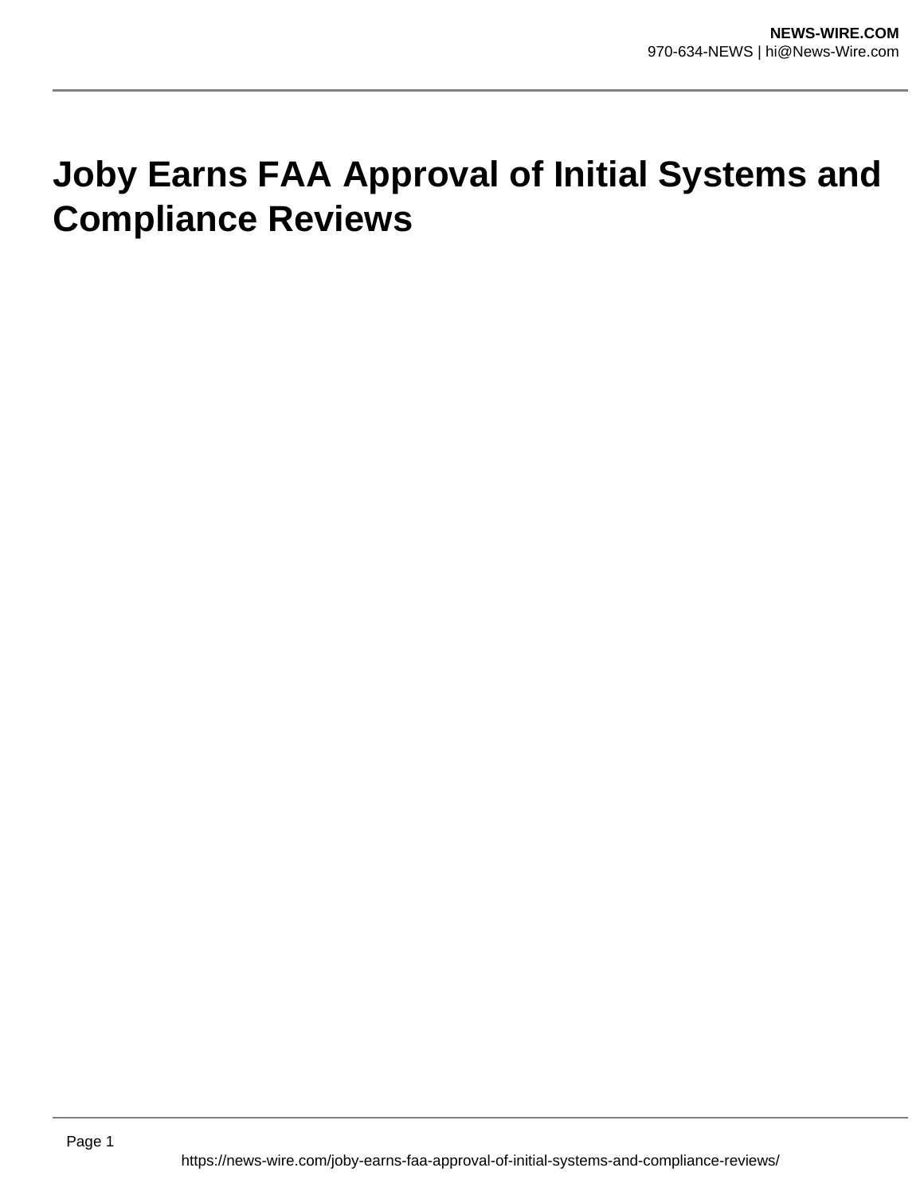# Joby Earns FAA Approval of Initial Systems and Compliance Reviews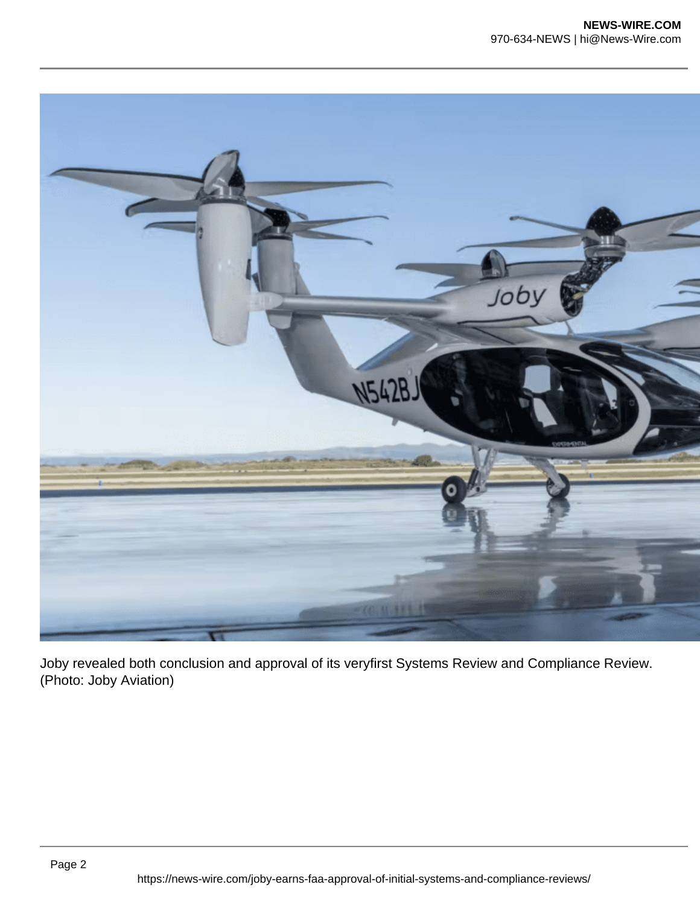Joby revealed both conclusion and approval of its veryfirst Systems Review and Compliance Review. (Photo: Joby Aviation)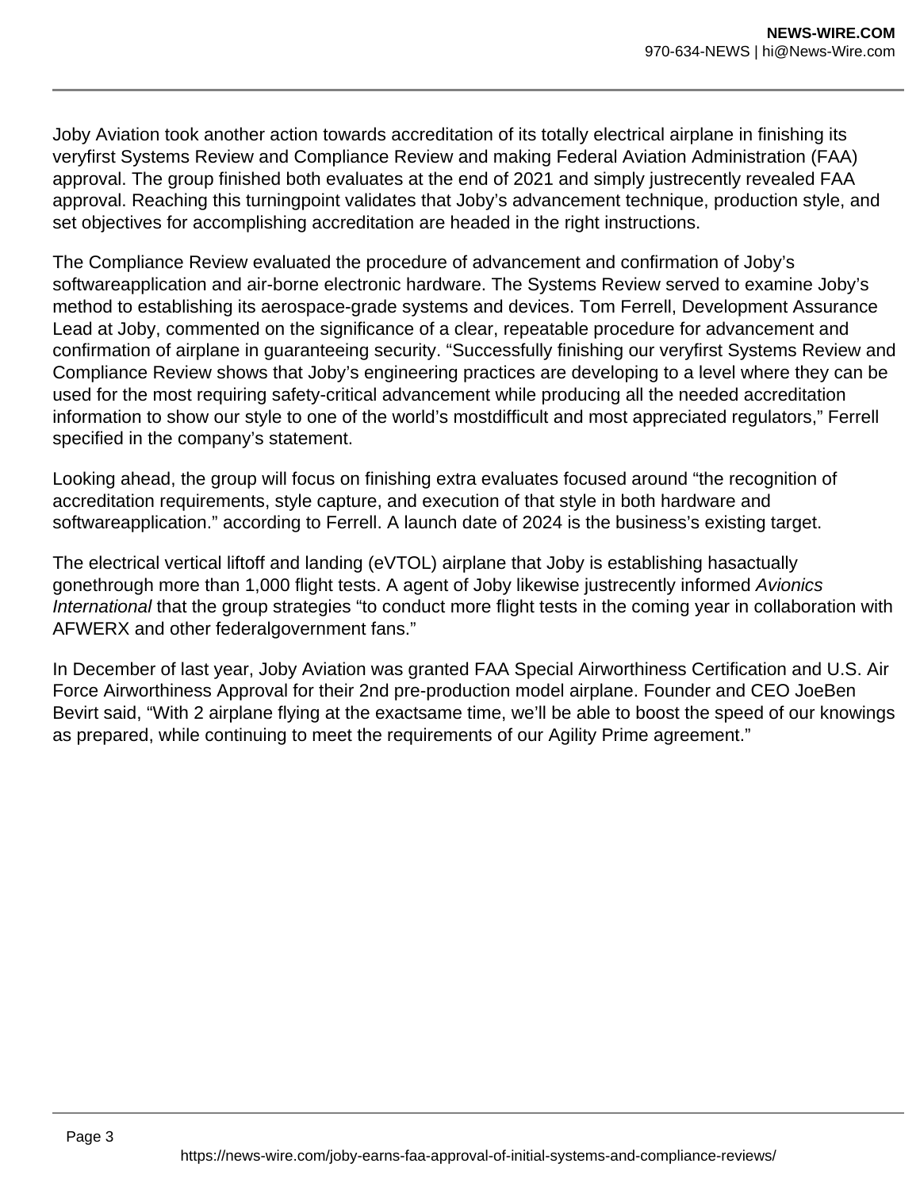Joby Aviation took another action towards accreditation of its totally electrical airplane in finishing its veryfirst Systems Review and Compliance Review and making Federal Aviation Administration (FAA) approval. The group finished both evaluates at the end of 2021 and simply justrecently revealed FAA approval. Reaching this turningpoint validates that Joby's advancement technique, production style, and set objectives for accomplishing accreditation are headed in the right instructions.

The Compliance Review evaluated the procedure of advancement and confirmation of Joby's softwareapplication and air-borne electronic hardware. The Systems Review served to examine Joby's method to establishing its aerospace-grade systems and devices. Tom Ferrell, Development Assurance Lead at Joby, commented on the significance of a clear, repeatable procedure for advancement and confirmation of airplane in guaranteeing security. "Successfully finishing our veryfirst Systems Review and Compliance Review shows that Joby's engineering practices are developing to a level where they can be used for the most requiring safety-critical advancement while producing all the needed accreditation information to show our style to one of the world's mostdifficult and most appreciated regulators," Ferrell specified in the company's statement.

Looking ahead, the group will focus on finishing extra evaluates focused around "the recognition of accreditation requirements, style capture, and execution of that style in both hardware and softwareapplication." according to Ferrell. A launch date of 2024 is the business's existing target.

The electrical vertical liftoff and landing (eVTOL) airplane that Joby is establishing hasactually gonethrough more than 1,000 flight tests. A agent of Joby likewise justrecently informed *Avionics International* that the group strategies "to conduct more flight tests in the coming year in collaboration with AFWERX and other federalgovernment fans."

In December of last year, Joby Aviation was granted FAA Special Airworthiness Certification and U.S. Air Force Airworthiness Approval for their 2nd pre-production model airplane. Founder and CEO JoeBen Bevirt said, "With 2 airplane flying at the exactsame time, we'll be able to boost the speed of our knowings as prepared, while continuing to meet the requirements of our Agility Prime agreement."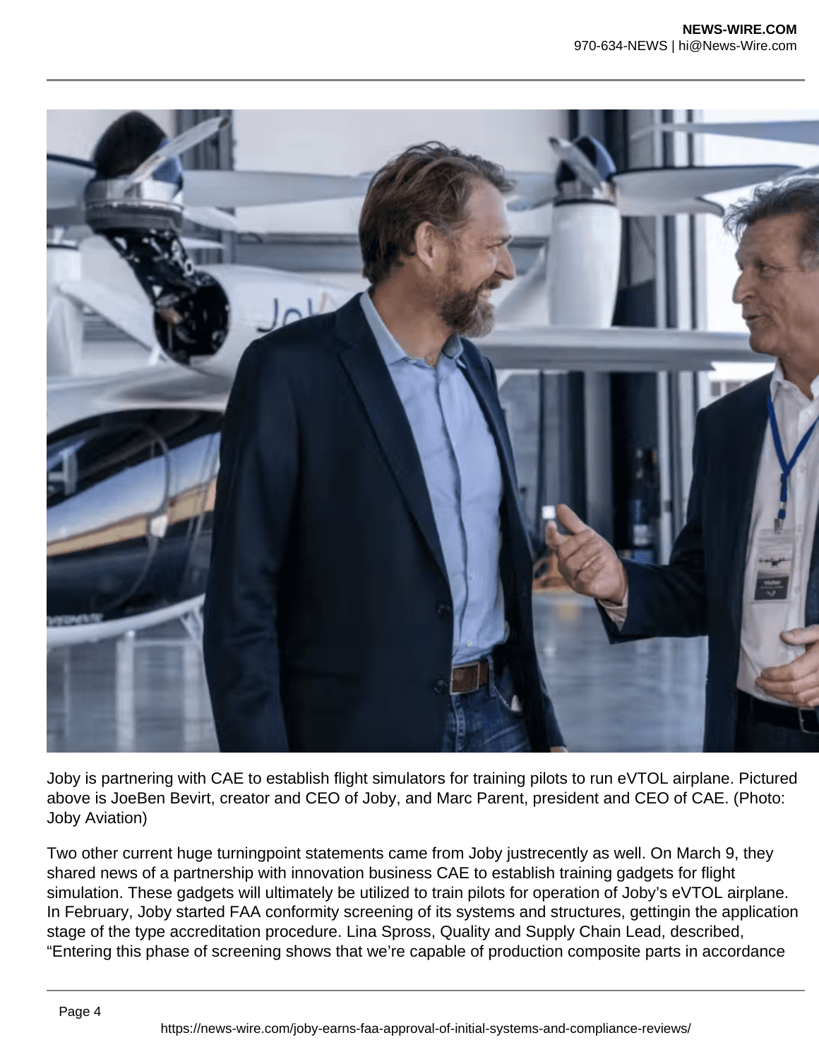Joby is partnering with CAE to establish flight simulators for training pilots to run eVTOL airplane. Pictured above is JoeBen Bevirt, creator and CEO of Joby, and Marc Parent, president and CEO of CAE. (Photo: Joby Aviation)

Two other current huge turningpoint statements came from Joby justrecently as well. On March 9, they shared news of a partnership with innovation business CAE to establish training gadgets for flight simulation. These gadgets will ultimately be utilized to train pilots for operation of Joby's eVTOL airplane. In February, Joby started FAA conformity screening of its systems and structures, gettingin the application stage of the type accreditation procedure. Lina Spross, Quality and Supply Chain Lead, described, "Entering this phase of screening shows that we're capable of production composite parts in accordance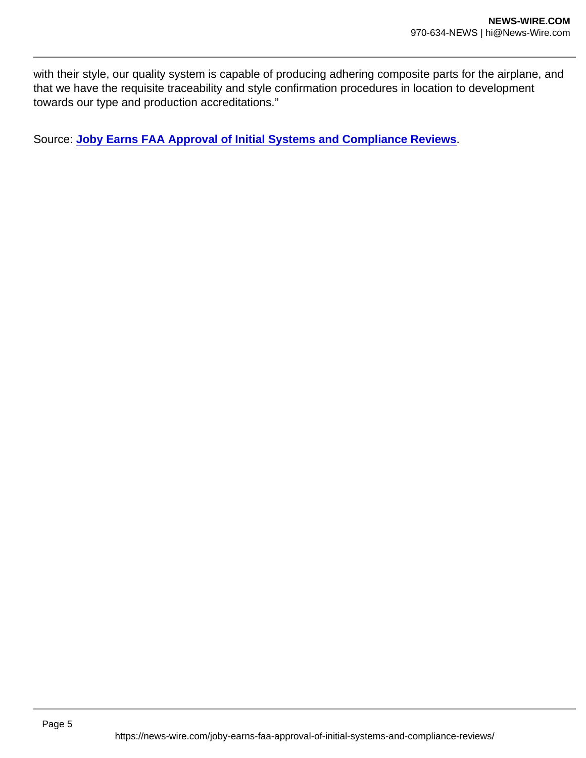with their style, our quality system is capable of producing adhering composite parts for the airplane, and that we have the requisite traceability and style confirmation procedures in location to development towards our type and production accreditations."

Source: **[Joby Earns FAA Approval of Initial Systems and Compliance Reviews](https://news-wire.com/joby-earns-faa-approval-of-initial-systems-and-compliance-reviews/)**.